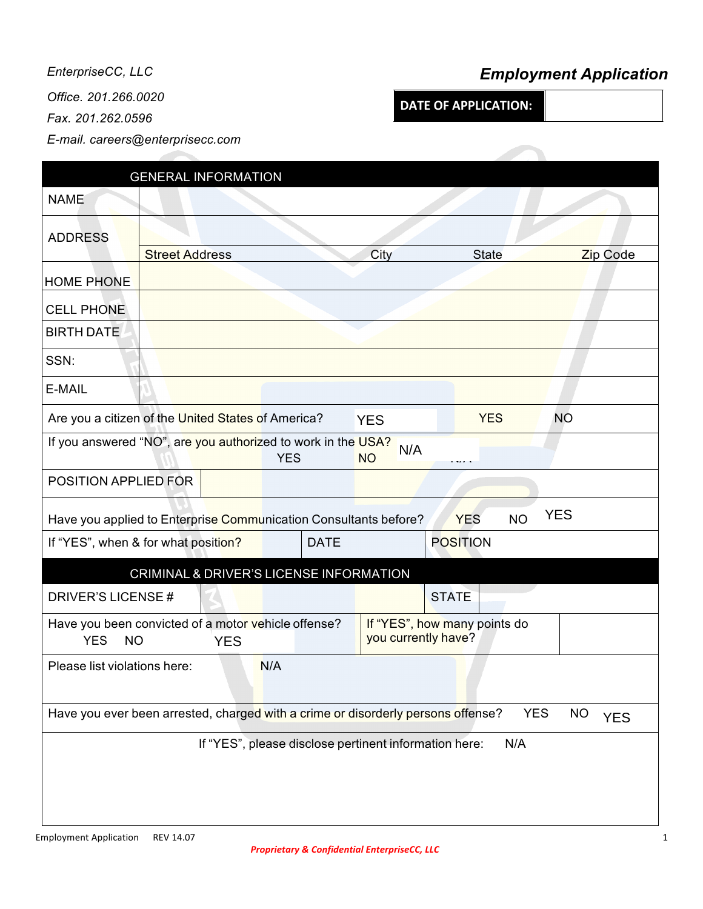EnterpriseCC, LLC

Office. 201.266.0020

Fax. 201.262.0596

E-mail. careers@enterprisecc.com

# *Employment Application*

| **DATE OF APPLICATION:** | |
|---|---|

| GENERAL INFORMATION | | | | |
|---|---|---|---|---|
| NAME | | | | |
| ADDRESS | Street Address | City | State | Zip Code |
| HOME PHONE | | | | |
| CELL PHONE | | | | |
| BIRTH DATE | | | | |
| SSN: | | | | |
| E-MAIL | | | | |
| Are you a citizen of the United States of America? | YES | YES | NO | |
| If you answered "NO", are you authorized to work in the USA? YES NO | N/A | | | |
| POSITION APPLIED FOR | | | | |
| Have you applied to Enterprise Communication Consultants before? | YES | NO | YES | |
| If "YES", when & for what position? | DATE | POSITION | | |

| CRIMINAL & DRIVER'S LICENSE INFORMATION | | | |
|---|---|---|---|
| DRIVER'S LICENSE # | | STATE | |
| Have you been convicted of a motor vehicle offense? YES NO | YES | If "YES", how many points do you currently have? | |
| Please list violations here: | N/A | | |
| Have you ever been arrested, charged with a crime or disorderly persons offense? YES NO | YES | | |
| If "YES", please disclose pertinent information here: | N/A | | |

Employment Application REV 14.07

*Proprietary & Confidential EnterpriseCC, LLC*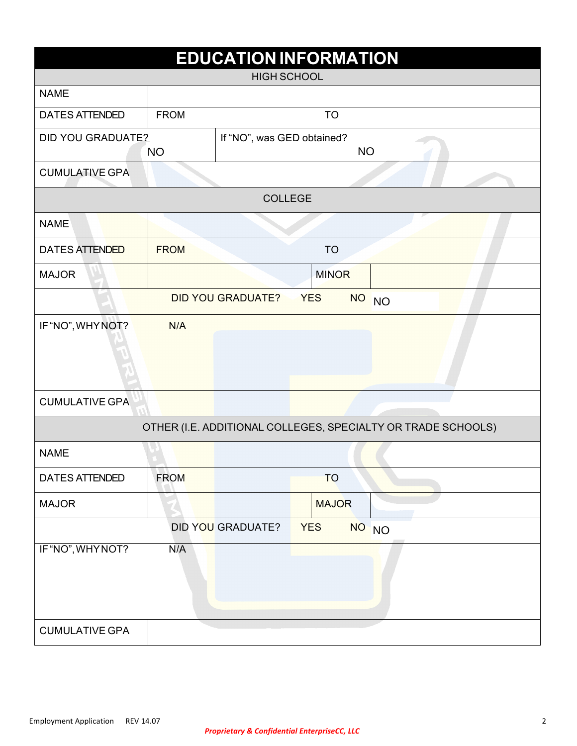# EDUCATION INFORMATION

| HIGH SCHOOL | | | |
|---|---|---|---|
| NAME | | | |
| DATES ATTENDED | FROM | TO | |
| DID YOU GRADUATE? NO | | If "NO", was GED obtained? NO | |
| CUMULATIVE GPA | | | |

| COLLEGE | | | |
|---|---|---|---|
| NAME | | | |
| DATES ATTENDED | FROM | TO | |
| MAJOR | | MINOR | |
| | DID YOU GRADUATE? YES NO | NO | |
| IF "NO", WHY NOT? | N/A | | |
| CUMULATIVE GPA | | | |

| OTHER (I.E. ADDITIONAL COLLEGES, SPECIALTY OR TRADE SCHOOLS) | | | |
|---|---|---|---|
| NAME | | | |
| DATES ATTENDED | FROM | TO | |
| MAJOR | | MAJOR | |
| | DID YOU GRADUATE? YES NO | NO | |
| IF "NO", WHY NOT? | N/A | | |
| CUMULATIVE GPA | | | |

Employment Application REV 14.07

*Proprietary & Confidential EnterpriseCC, LLC*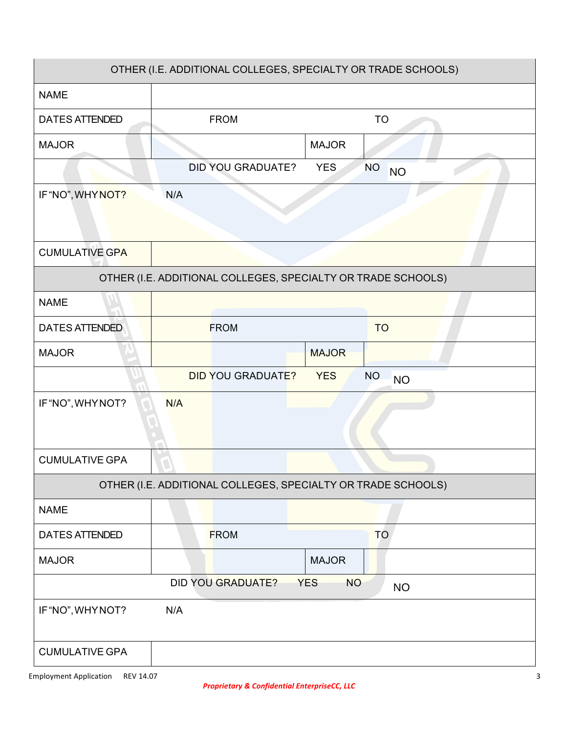| OTHER (I.E. ADDITIONAL COLLEGES, SPECIALTY OR TRADE SCHOOLS) | | | |
|---|---|---|---|
| NAME | | | |
| DATES ATTENDED | FROM | | TO |
| MAJOR | | MAJOR | |
| | DID YOU GRADUATE? | YES | NO NO |
| IF "NO", WHY NOT? | N/A | | |
| CUMULATIVE GPA | | | |

| OTHER (I.E. ADDITIONAL COLLEGES, SPECIALTY OR TRADE SCHOOLS) | | | |
|---|---|---|---|
| NAME | | | |
| DATES ATTENDED | FROM | | TO |
| MAJOR | | MAJOR | |
| | DID YOU GRADUATE? | YES | NO NO |
| IF "NO", WHY NOT? | N/A | | |
| CUMULATIVE GPA | | | |

| OTHER (I.E. ADDITIONAL COLLEGES, SPECIALTY OR TRADE SCHOOLS) | | | |
|---|---|---|---|
| NAME | | | |
| DATES ATTENDED | FROM | | TO |
| MAJOR | | MAJOR | |
| | DID YOU GRADUATE? | YES | NO NO |
| IF "NO", WHY NOT? | N/A | | |
| CUMULATIVE GPA | | | |

Employment Application REV 14.07

*Proprietary & Confidential EnterpriseCC, LLC*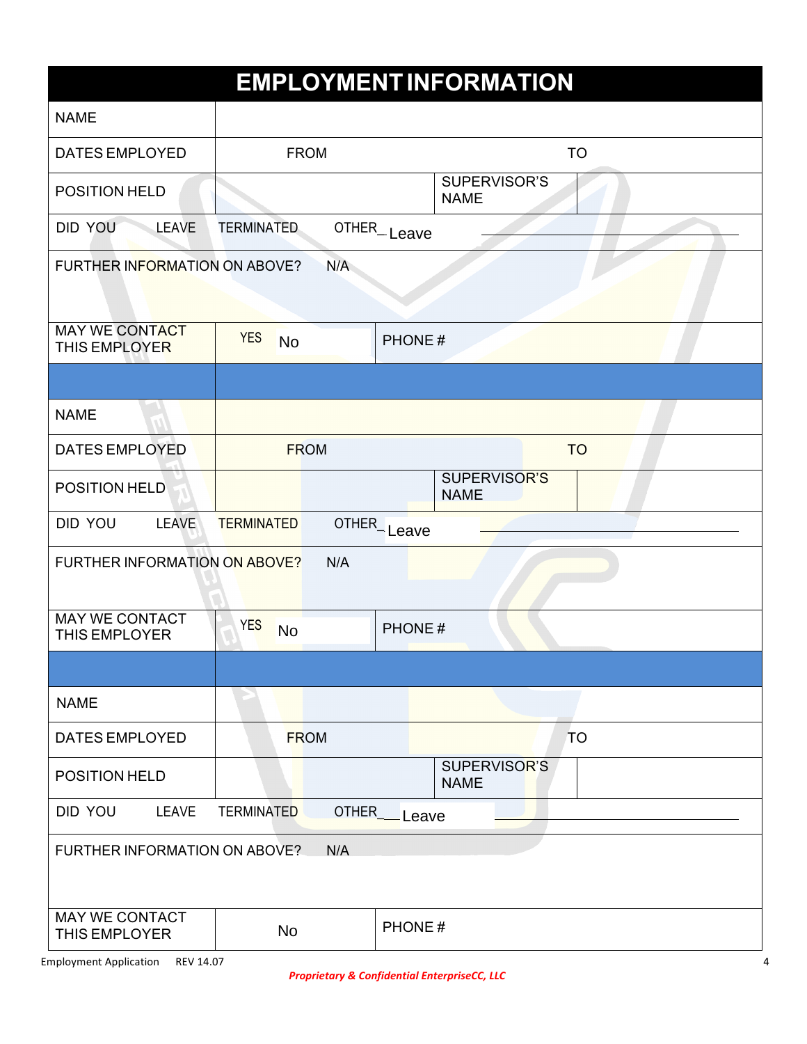# EMPLOYMENT INFORMATION

| | | | |
|---|---|---|---|
| NAME | | | |
| DATES EMPLOYED | FROM | | TO |
| POSITION HELD | | SUPERVISOR'S NAME | |
| DID YOU LEAVE | TERMINATED | OTHER_ Leave | |
| FURTHER INFORMATION ON ABOVE? N/A | | | |
| MAY WE CONTACT THIS EMPLOYER | YES No | PHONE # | |

| | | | |
|---|---|---|---|
| NAME | | | |
| DATES EMPLOYED | FROM | | TO |
| POSITION HELD | | SUPERVISOR'S NAME | |
| DID YOU LEAVE | TERMINATED | OTHER_ Leave | |
| FURTHER INFORMATION ON ABOVE? N/A | | | |
| MAY WE CONTACT THIS EMPLOYER | YES No | PHONE # | |

| | | | |
|---|---|---|---|
| NAME | | | |
| DATES EMPLOYED | FROM | | TO |
| POSITION HELD | | SUPERVISOR'S NAME | |
| DID YOU LEAVE | TERMINATED | OTHER__ Leave | |
| FURTHER INFORMATION ON ABOVE? N/A | | | |
| MAY WE CONTACT THIS EMPLOYER | No | PHONE # | |

Employment Application REV 14.07

*Proprietary & Confidential EnterpriseCC, LLC*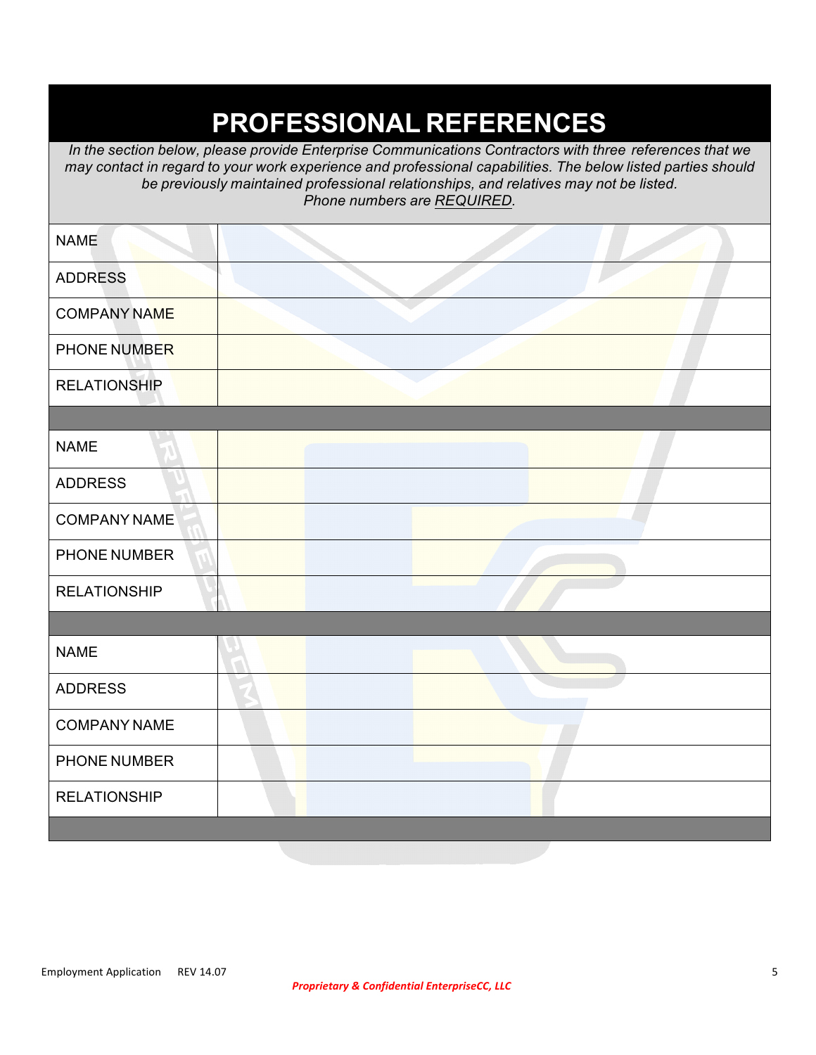# PROFESSIONAL REFERENCES

*In the section below, please provide Enterprise Communications Contractors with three references that we may contact in regard to your work experience and professional capabilities. The below listed parties should be previously maintained professional relationships, and relatives may not be listed. Phone numbers are REQUIRED.*

| | |
|---|---|
| NAME | |
| ADDRESS | |
| COMPANY NAME | |
| PHONE NUMBER | |
| RELATIONSHIP | |
| | |
| NAME | |
| ADDRESS | |
| COMPANY NAME | |
| PHONE NUMBER | |
| RELATIONSHIP | |
| | |
| NAME | |
| ADDRESS | |
| COMPANY NAME | |
| PHONE NUMBER | |
| RELATIONSHIP | |

Employment Application REV 14.07

***Proprietary & Confidential EnterpriseCC, LLC***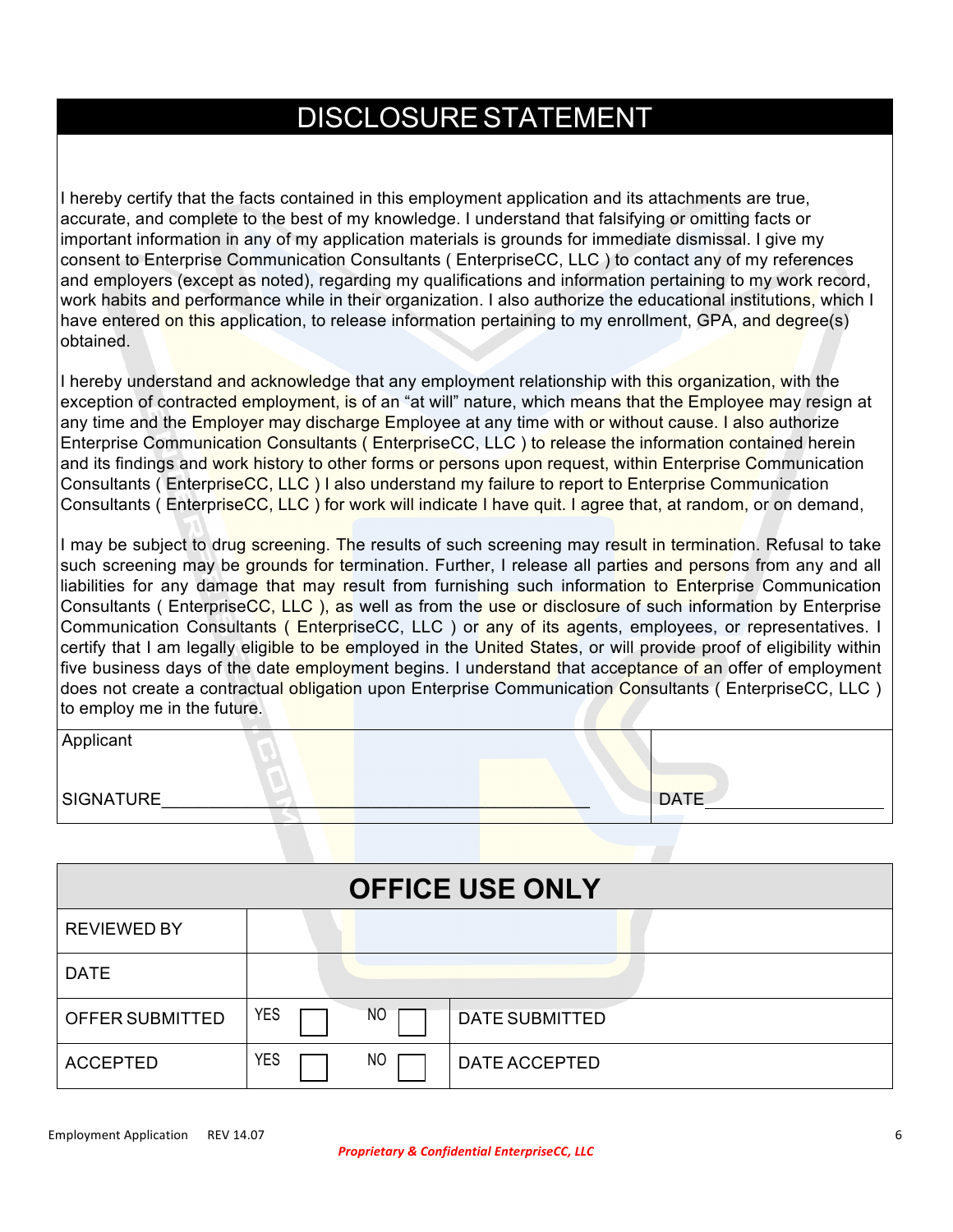# DISCLOSURE STATEMENT

I hereby certify that the facts contained in this employment application and its attachments are true, accurate, and complete to the best of my knowledge. I understand that falsifying or omitting facts or important information in any of my application materials is grounds for immediate dismissal. I give my consent to Enterprise Communication Consultants ( EnterpriseCC, LLC ) to contact any of my references and employers (except as noted), regarding my qualifications and information pertaining to my work record, work habits and performance while in their organization. I also authorize the educational institutions, which I have entered on this application, to release information pertaining to my enrollment, GPA, and degree(s) obtained.

I hereby understand and acknowledge that any employment relationship with this organization, with the exception of contracted employment, is of an "at will" nature, which means that the Employee may resign at any time and the Employer may discharge Employee at any time with or without cause. I also authorize Enterprise Communication Consultants ( EnterpriseCC, LLC ) to release the information contained herein and its findings and work history to other forms or persons upon request, within Enterprise Communication Consultants ( EnterpriseCC, LLC ) I also understand my failure to report to Enterprise Communication Consultants ( EnterpriseCC, LLC ) for work will indicate I have quit. I agree that, at random, or on demand,

I may be subject to drug screening. The results of such screening may result in termination. Refusal to take such screening may be grounds for termination. Further, I release all parties and persons from any and all liabilities for any damage that may result from furnishing such information to Enterprise Communication Consultants ( EnterpriseCC, LLC ), as well as from the use or disclosure of such information by Enterprise Communication Consultants ( EnterpriseCC, LLC ) or any of its agents, employees, or representatives. I certify that I am legally eligible to be employed in the United States, or will provide proof of eligibility within five business days of the date employment begins. I understand that acceptance of an offer of employment does not create a contractual obligation upon Enterprise Communication Consultants ( EnterpriseCC, LLC ) to employ me in the future.

| | |
|---|---|
| Applicant<br><br>SIGNATURE_______________________________________ | DATE_______________ |

## OFFICE USE ONLY

| | | |
|---|---|---|
| REVIEWED BY | | |
| DATE | | |
| OFFER SUBMITTED | YES ☐ NO ☐ | DATE SUBMITTED |
| ACCEPTED | YES ☐ NO ☐ | DATE ACCEPTED |

Employment Application REV 14.07

*Proprietary & Confidential EnterpriseCC, LLC*